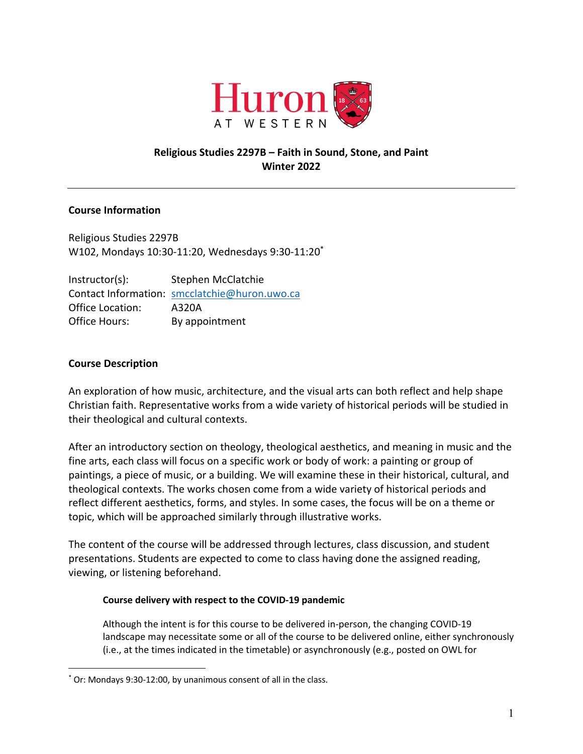# Religious Studies 2297B – Faith in Sound, Stone, and Paint
## Winter 2022

---

### Course Information

Religious Studies 2297B
W102, Mondays 10:30-11:20, Wednesdays 9:30-11:20[*]

Instructor(s): Stephen McClatchie
Contact Information: smcclatchie@huron.uwo.ca
Office Location: A320A
Office Hours: By appointment

### Course Description

An exploration of how music, architecture, and the visual arts can both reflect and help shape Christian faith. Representative works from a wide variety of historical periods will be studied in their theological and cultural contexts.

After an introductory section on theology, theological aesthetics, and meaning in music and the fine arts, each class will focus on a specific work or body of work: a painting or group of paintings, a piece of music, or a building. We will examine these in their historical, cultural, and theological contexts. The works chosen come from a wide variety of historical periods and reflect different aesthetics, forms, and styles. In some cases, the focus will be on a theme or topic, which will be approached similarly through illustrative works.

The content of the course will be addressed through lectures, class discussion, and student presentations. Students are expected to come to class having done the assigned reading, viewing, or listening beforehand.

#### Course delivery with respect to the COVID-19 pandemic

Although the intent is for this course to be delivered in-person, the changing COVID-19 landscape may necessitate some or all of the course to be delivered online, either synchronously (i.e., at the times indicated in the timetable) or asynchronously (e.g., posted on OWL for

---

[*] Or: Mondays 9:30-12:00, by unanimous consent of all in the class.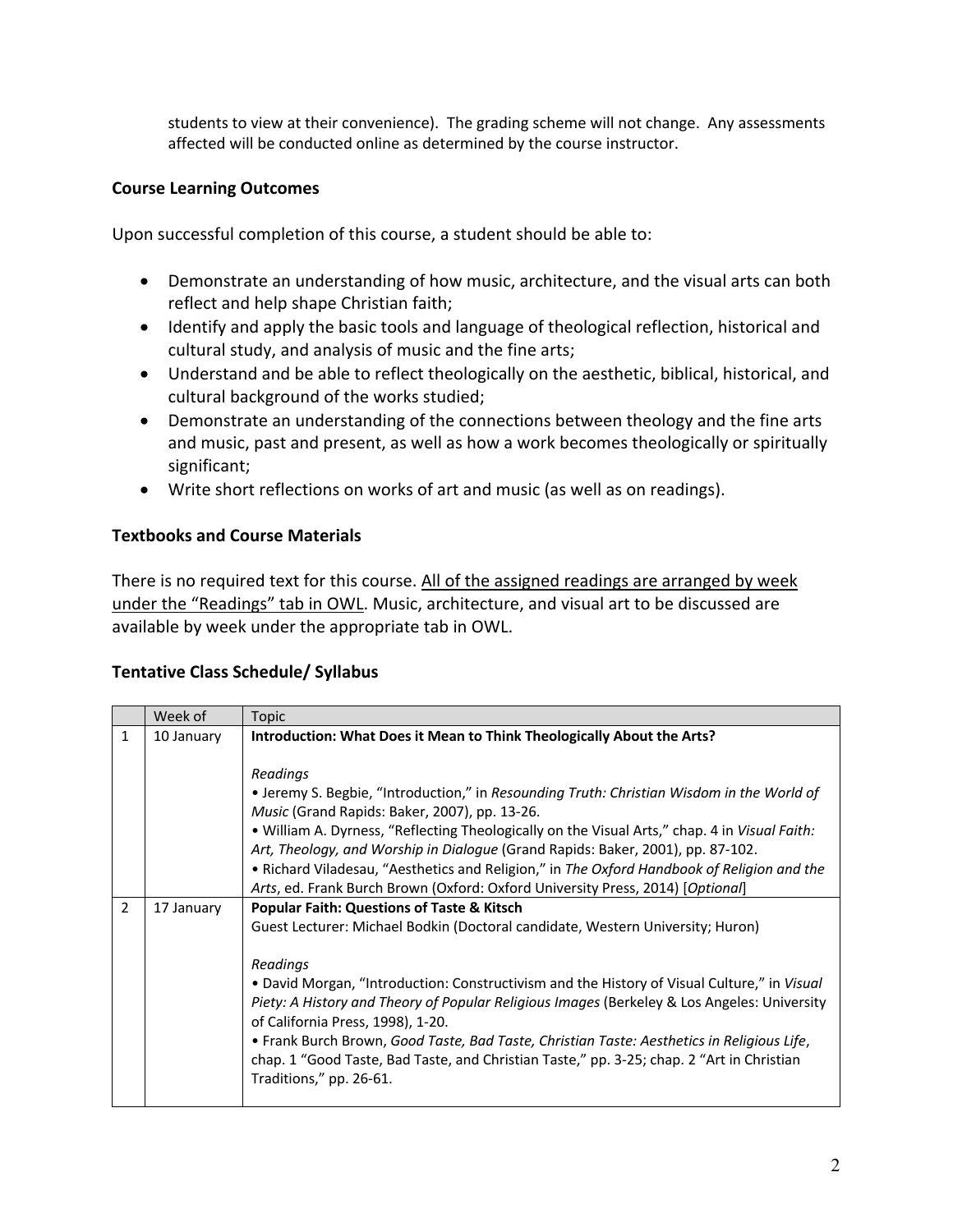students to view at their convenience). The grading scheme will not change. Any assessments affected will be conducted online as determined by the course instructor.

### Course Learning Outcomes

Upon successful completion of this course, a student should be able to:

- Demonstrate an understanding of how music, architecture, and the visual arts can both reflect and help shape Christian faith;
- Identify and apply the basic tools and language of theological reflection, historical and cultural study, and analysis of music and the fine arts;
- Understand and be able to reflect theologically on the aesthetic, biblical, historical, and cultural background of the works studied;
- Demonstrate an understanding of the connections between theology and the fine arts and music, past and present, as well as how a work becomes theologically or spiritually significant;
- Write short reflections on works of art and music (as well as on readings).

### Textbooks and Course Materials

There is no required text for this course. All of the assigned readings are arranged by week under the "Readings" tab in OWL. Music, architecture, and visual art to be discussed are available by week under the appropriate tab in OWL.

### Tentative Class Schedule/ Syllabus

| | Week of | Topic |
|---|---|---|
| 1 | 10 January | **Introduction: What Does it Mean to Think Theologically About the Arts?**<br><br>*Readings*<br>• Jeremy S. Begbie, "Introduction," in *Resounding Truth: Christian Wisdom in the World of Music* (Grand Rapids: Baker, 2007), pp. 13-26.<br>• William A. Dyrness, "Reflecting Theologically on the Visual Arts," chap. 4 in *Visual Faith: Art, Theology, and Worship in Dialogue* (Grand Rapids: Baker, 2001), pp. 87-102.<br>• Richard Viladesau, "Aesthetics and Religion," in *The Oxford Handbook of Religion and the Arts*, ed. Frank Burch Brown (Oxford: Oxford University Press, 2014) [*Optional*] |
| 2 | 17 January | **Popular Faith: Questions of Taste & Kitsch**<br>Guest Lecturer: Michael Bodkin (Doctoral candidate, Western University; Huron)<br><br>*Readings*<br>• David Morgan, "Introduction: Constructivism and the History of Visual Culture," in *Visual Piety: A History and Theory of Popular Religious Images* (Berkeley & Los Angeles: University of California Press, 1998), 1-20.<br>• Frank Burch Brown, *Good Taste, Bad Taste, Christian Taste: Aesthetics in Religious Life*, chap. 1 "Good Taste, Bad Taste, and Christian Taste," pp. 3-25; chap. 2 "Art in Christian Traditions," pp. 26-61. |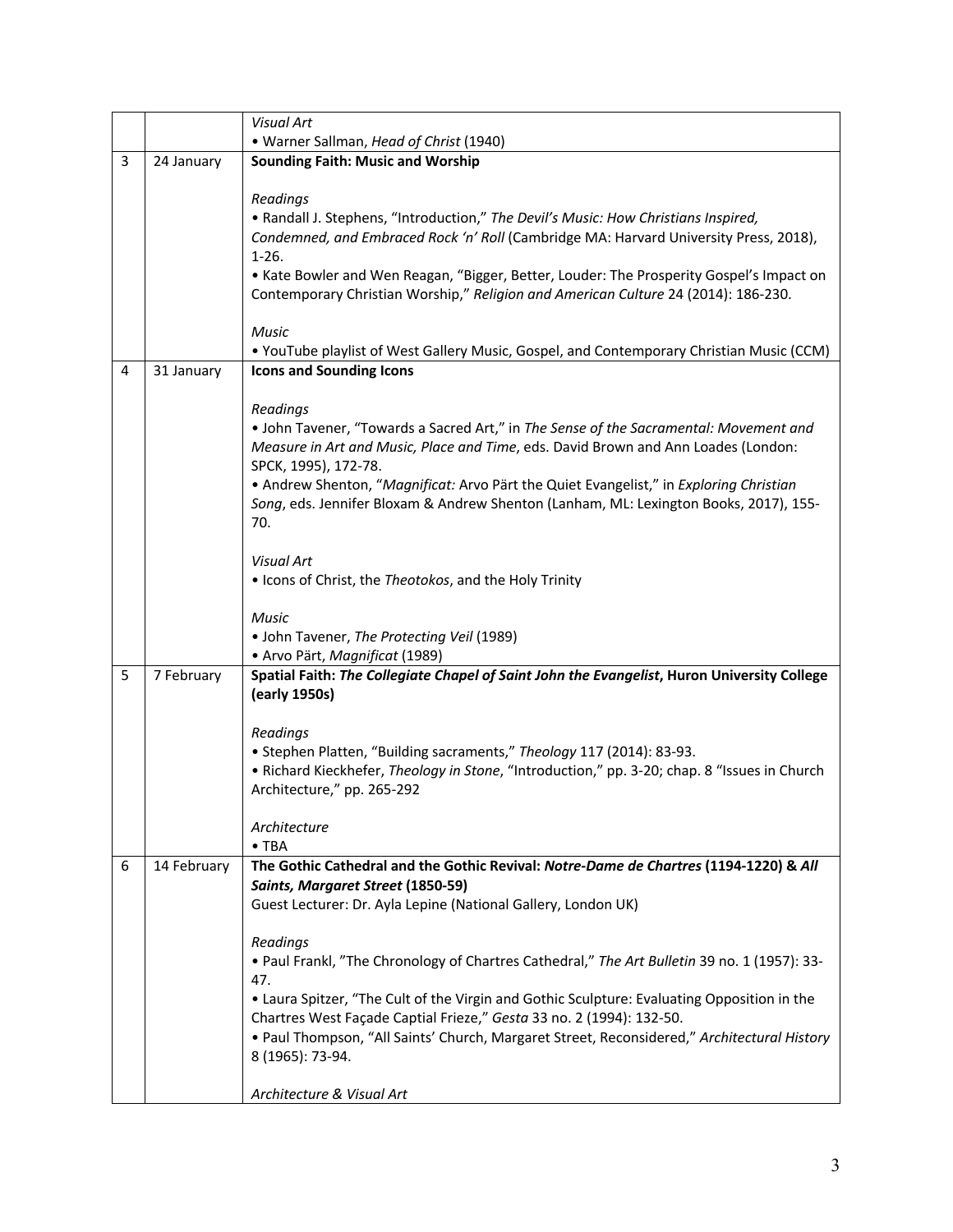| | | |
|---|---|---|
| | | *Visual Art*<br>• Warner Sallman, *Head of Christ* (1940) |
| 3 | 24 January | **Sounding Faith: Music and Worship**<br><br>*Readings*<br>• Randall J. Stephens, "Introduction," *The Devil's Music: How Christians Inspired, Condemned, and Embraced Rock 'n' Roll* (Cambridge MA: Harvard University Press, 2018), 1-26.<br>• Kate Bowler and Wen Reagan, "Bigger, Better, Louder: The Prosperity Gospel's Impact on Contemporary Christian Worship," *Religion and American Culture* 24 (2014): 186-230.<br><br>*Music*<br>• YouTube playlist of West Gallery Music, Gospel, and Contemporary Christian Music (CCM) |
| 4 | 31 January | **Icons and Sounding Icons**<br><br>*Readings*<br>• John Tavener, "Towards a Sacred Art," in *The Sense of the Sacramental: Movement and Measure in Art and Music, Place and Time*, eds. David Brown and Ann Loades (London: SPCK, 1995), 172-78.<br>• Andrew Shenton, "*Magnificat:* Arvo Pärt the Quiet Evangelist," in *Exploring Christian Song*, eds. Jennifer Bloxam & Andrew Shenton (Lanham, ML: Lexington Books, 2017), 155-70.<br><br>*Visual Art*<br>• Icons of Christ, the *Theotokos*, and the Holy Trinity<br><br>*Music*<br>• John Tavener, *The Protecting Veil* (1989)<br>• Arvo Pärt, *Magnificat* (1989) |
| 5 | 7 February | **Spatial Faith: *The Collegiate Chapel of Saint John the Evangelist*, Huron University College (early 1950s)**<br><br>*Readings*<br>• Stephen Platten, "Building sacraments," *Theology* 117 (2014): 83-93.<br>• Richard Kieckhefer, *Theology in Stone*, "Introduction," pp. 3-20; chap. 8 "Issues in Church Architecture," pp. 265-292<br><br>*Architecture*<br>• TBA |
| 6 | 14 February | **The Gothic Cathedral and the Gothic Revival: *Notre-Dame de Chartres* (1194-1220) & *All Saints, Margaret Street* (1850-59)**<br>Guest Lecturer: Dr. Ayla Lepine (National Gallery, London UK)<br><br>*Readings*<br>• Paul Frankl, "The Chronology of Chartres Cathedral," *The Art Bulletin* 39 no. 1 (1957): 33-47.<br>• Laura Spitzer, "The Cult of the Virgin and Gothic Sculpture: Evaluating Opposition in the Chartres West Façade Captial Frieze," *Gesta* 33 no. 2 (1994): 132-50.<br>• Paul Thompson, "All Saints' Church, Margaret Street, Reconsidered," *Architectural History* 8 (1965): 73-94.<br><br>*Architecture & Visual Art* |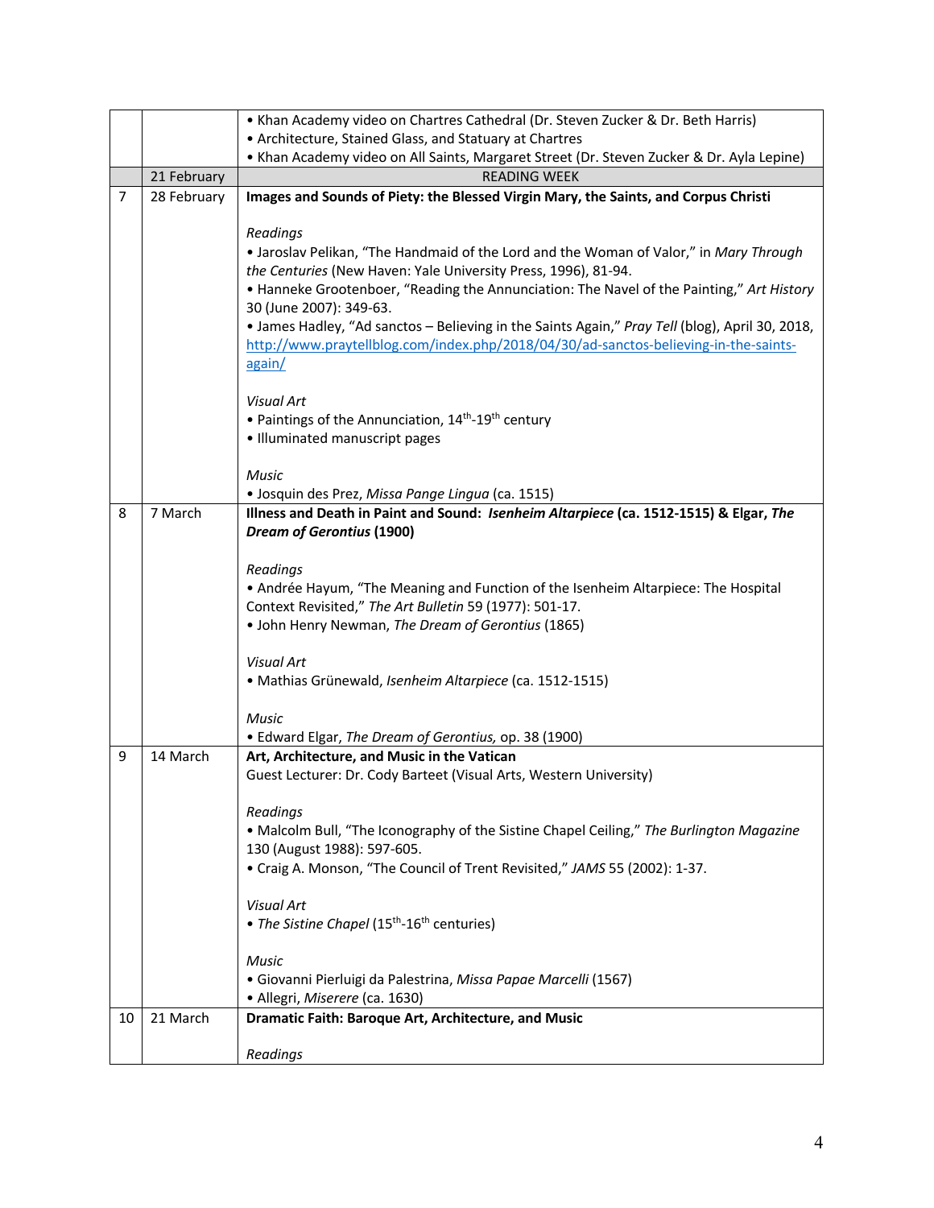| | | |
|---|---|---|
| | | • Khan Academy video on Chartres Cathedral (Dr. Steven Zucker & Dr. Beth Harris)<br>• Architecture, Stained Glass, and Statuary at Chartres<br>• Khan Academy video on All Saints, Margaret Street (Dr. Steven Zucker & Dr. Ayla Lepine) |
| | 21 February | READING WEEK |
| 7 | 28 February | **Images and Sounds of Piety: the Blessed Virgin Mary, the Saints, and Corpus Christi**<br><br>*Readings*<br>• Jaroslav Pelikan, "The Handmaid of the Lord and the Woman of Valor," in *Mary Through the Centuries* (New Haven: Yale University Press, 1996), 81-94.<br>• Hanneke Grootenboer, "Reading the Annunciation: The Navel of the Painting," *Art History* 30 (June 2007): 349-63.<br>• James Hadley, "Ad sanctos – Believing in the Saints Again," *Pray Tell* (blog), April 30, 2018, http://www.praytellblog.com/index.php/2018/04/30/ad-sanctos-believing-in-the-saints-again/<br><br>*Visual Art*<br>• Paintings of the Annunciation, 14th-19th century<br>• Illuminated manuscript pages<br><br>*Music*<br>• Josquin des Prez, *Missa Pange Lingua* (ca. 1515) |
| 8 | 7 March | **Illness and Death in Paint and Sound: *Isenheim Altarpiece* (ca. 1512-1515) & Elgar, *The Dream of Gerontius* (1900)**<br><br>*Readings*<br>• Andrée Hayum, "The Meaning and Function of the Isenheim Altarpiece: The Hospital Context Revisited," *The Art Bulletin* 59 (1977): 501-17.<br>• John Henry Newman, *The Dream of Gerontius* (1865)<br><br>*Visual Art*<br>• Mathias Grünewald, *Isenheim Altarpiece* (ca. 1512-1515)<br><br>*Music*<br>• Edward Elgar, *The Dream of Gerontius,* op. 38 (1900) |
| 9 | 14 March | **Art, Architecture, and Music in the Vatican**<br>Guest Lecturer: Dr. Cody Barteet (Visual Arts, Western University)<br><br>*Readings*<br>• Malcolm Bull, "The Iconography of the Sistine Chapel Ceiling," *The Burlington Magazine* 130 (August 1988): 597-605.<br>• Craig A. Monson, "The Council of Trent Revisited," *JAMS* 55 (2002): 1-37.<br><br>*Visual Art*<br>• *The Sistine Chapel* (15th-16th centuries)<br><br>*Music*<br>• Giovanni Pierluigi da Palestrina, *Missa Papae Marcelli* (1567)<br>• Allegri, *Miserere* (ca. 1630) |
| 10 | 21 March | **Dramatic Faith: Baroque Art, Architecture, and Music**<br><br>*Readings* |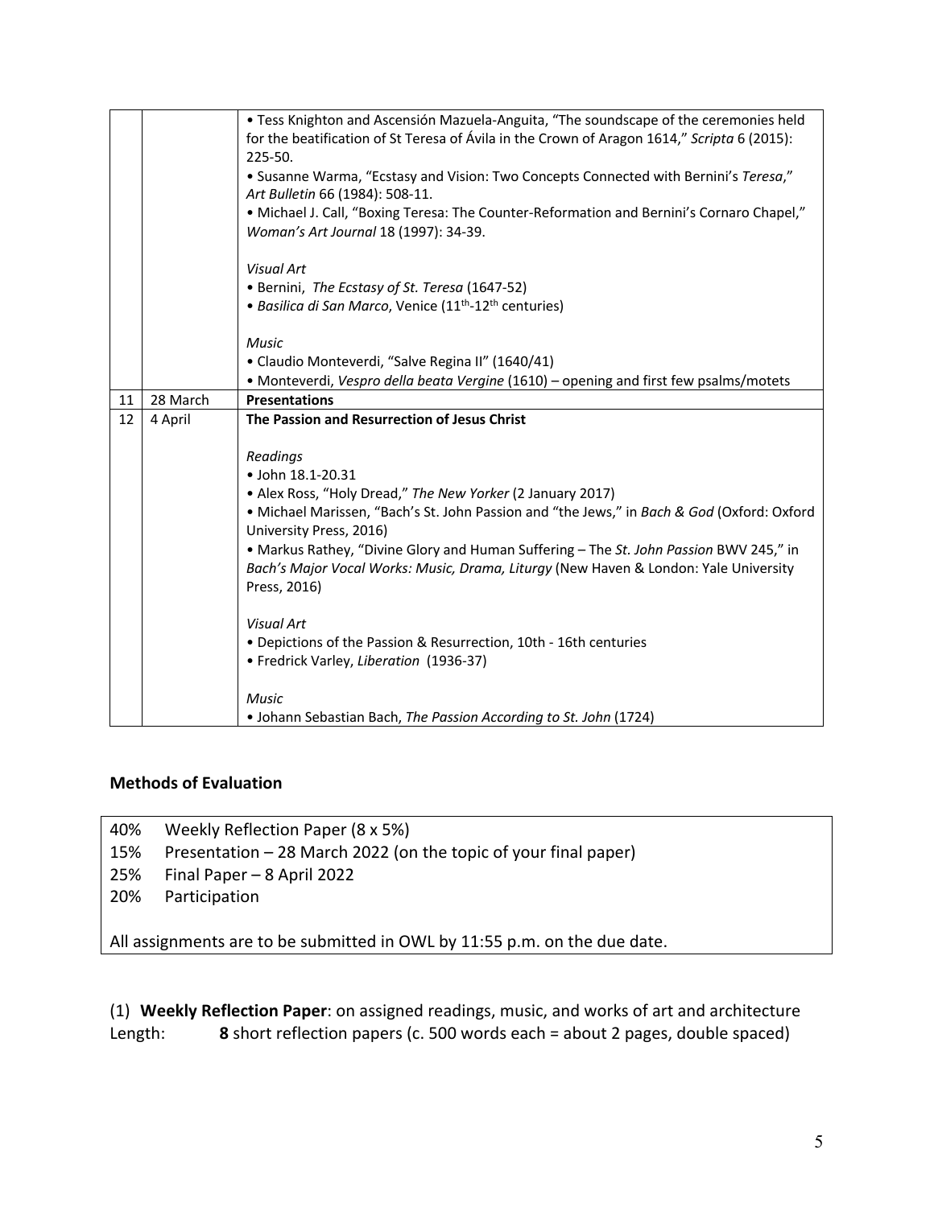| | | |
|---|---|---|
| | | • Tess Knighton and Ascensión Mazuela-Anguita, "The soundscape of the ceremonies held for the beatification of St Teresa of Ávila in the Crown of Aragon 1614," *Scripta* 6 (2015): 225-50.<br>• Susanne Warma, "Ecstasy and Vision: Two Concepts Connected with Bernini's *Teresa*," *Art Bulletin* 66 (1984): 508-11.<br>• Michael J. Call, "Boxing Teresa: The Counter-Reformation and Bernini's Cornaro Chapel," *Woman's Art Journal* 18 (1997): 34-39.<br><br>*Visual Art*<br>• Bernini, *The Ecstasy of St. Teresa* (1647-52)<br>• *Basilica di San Marco*, Venice (11th-12th centuries)<br><br>*Music*<br>• Claudio Monteverdi, "Salve Regina II" (1640/41)<br>• Monteverdi, *Vespro della beata Vergine* (1610) – opening and first few psalms/motets |
| 11 | 28 March | **Presentations** |
| 12 | 4 April | **The Passion and Resurrection of Jesus Christ**<br><br>*Readings*<br>• John 18.1-20.31<br>• Alex Ross, "Holy Dread," *The New Yorker* (2 January 2017)<br>• Michael Marissen, "Bach's St. John Passion and "the Jews," in *Bach & God* (Oxford: Oxford University Press, 2016)<br>• Markus Rathey, "Divine Glory and Human Suffering – The *St. John Passion* BWV 245," in *Bach's Major Vocal Works: Music, Drama, Liturgy* (New Haven & London: Yale University Press, 2016)<br><br>*Visual Art*<br>• Depictions of the Passion & Resurrection, 10th - 16th centuries<br>• Fredrick Varley, *Liberation* (1936-37)<br><br>*Music*<br>• Johann Sebastian Bach, *The Passion According to St. John* (1724) |

### Methods of Evaluation

| | |
|---|---|
| 40% | Weekly Reflection Paper (8 x 5%) |
| 15% | Presentation – 28 March 2022 (on the topic of your final paper) |
| 25% | Final Paper – 8 April 2022 |
| 20% | Participation |

All assignments are to be submitted in OWL by 11:55 p.m. on the due date.

(1) **Weekly Reflection Paper**: on assigned readings, music, and works of art and architecture
Length: **8** short reflection papers (c. 500 words each = about 2 pages, double spaced)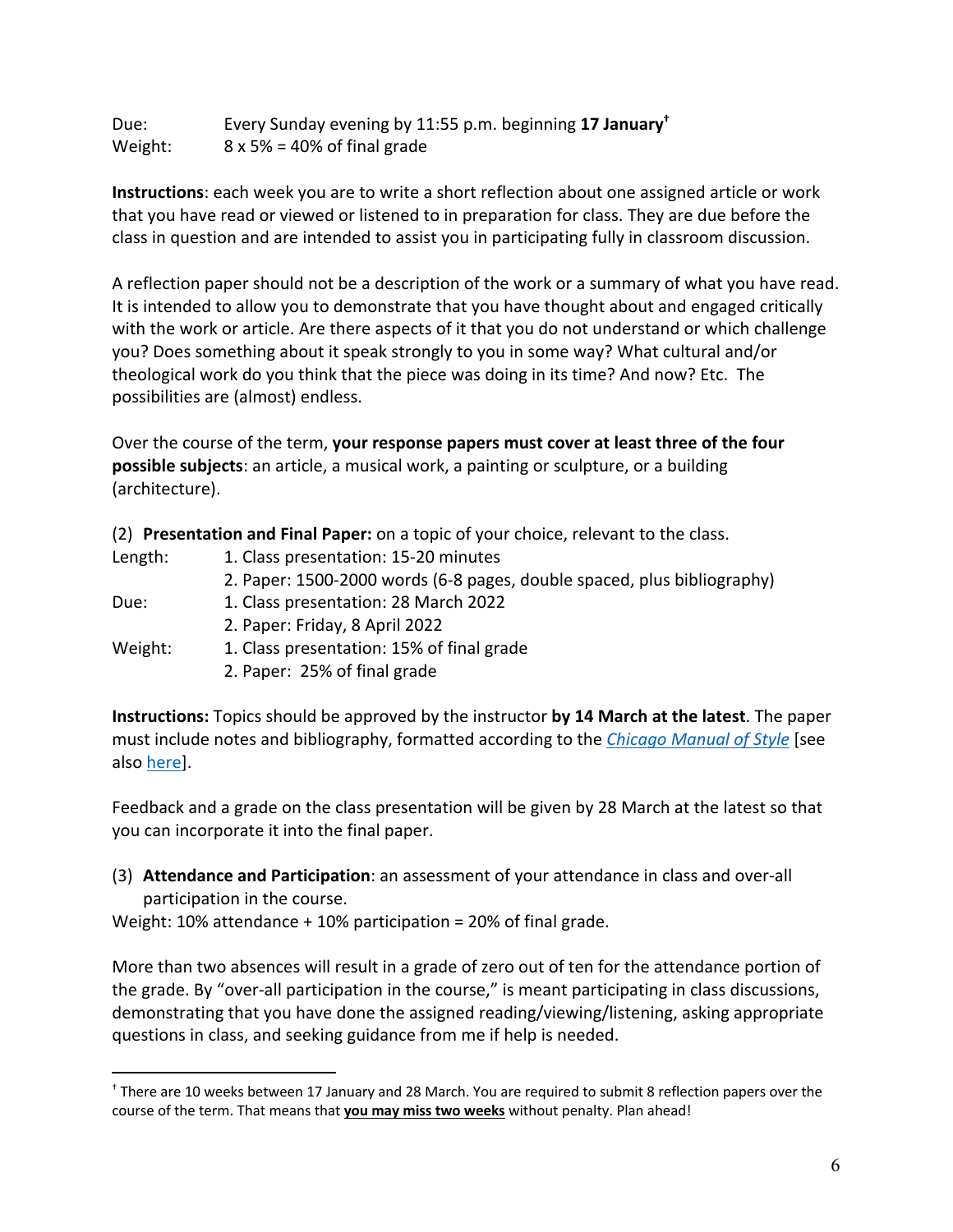Due: Every Sunday evening by 11:55 p.m. beginning **17 January**[†]
Weight: 8 x 5% = 40% of final grade

**Instructions**: each week you are to write a short reflection about one assigned article or work that you have read or viewed or listened to in preparation for class. They are due before the class in question and are intended to assist you in participating fully in classroom discussion.

A reflection paper should not be a description of the work or a summary of what you have read. It is intended to allow you to demonstrate that you have thought about and engaged critically with the work or article. Are there aspects of it that you do not understand or which challenge you? Does something about it speak strongly to you in some way? What cultural and/or theological work do you think that the piece was doing in its time? And now? Etc. The possibilities are (almost) endless.

Over the course of the term, **your response papers must cover at least three of the four possible subjects**: an article, a musical work, a painting or sculpture, or a building (architecture).

(2) **Presentation and Final Paper:** on a topic of your choice, relevant to the class.

Length: 1. Class presentation: 15-20 minutes
2. Paper: 1500-2000 words (6-8 pages, double spaced, plus bibliography)

Due: 1. Class presentation: 28 March 2022
2. Paper: Friday, 8 April 2022

Weight: 1. Class presentation: 15% of final grade
2. Paper: 25% of final grade

**Instructions:** Topics should be approved by the instructor **by 14 March at the latest**. The paper must include notes and bibliography, formatted according to the *Chicago Manual of Style* [see also here].

Feedback and a grade on the class presentation will be given by 28 March at the latest so that you can incorporate it into the final paper.

(3) **Attendance and Participation**: an assessment of your attendance in class and over-all participation in the course.

Weight: 10% attendance + 10% participation = 20% of final grade.

More than two absences will result in a grade of zero out of ten for the attendance portion of the grade. By "over-all participation in the course," is meant participating in class discussions, demonstrating that you have done the assigned reading/viewing/listening, asking appropriate questions in class, and seeking guidance from me if help is needed.

---

[†] There are 10 weeks between 17 January and 28 March. You are required to submit 8 reflection papers over the course of the term. That means that **you may miss two weeks** without penalty. Plan ahead!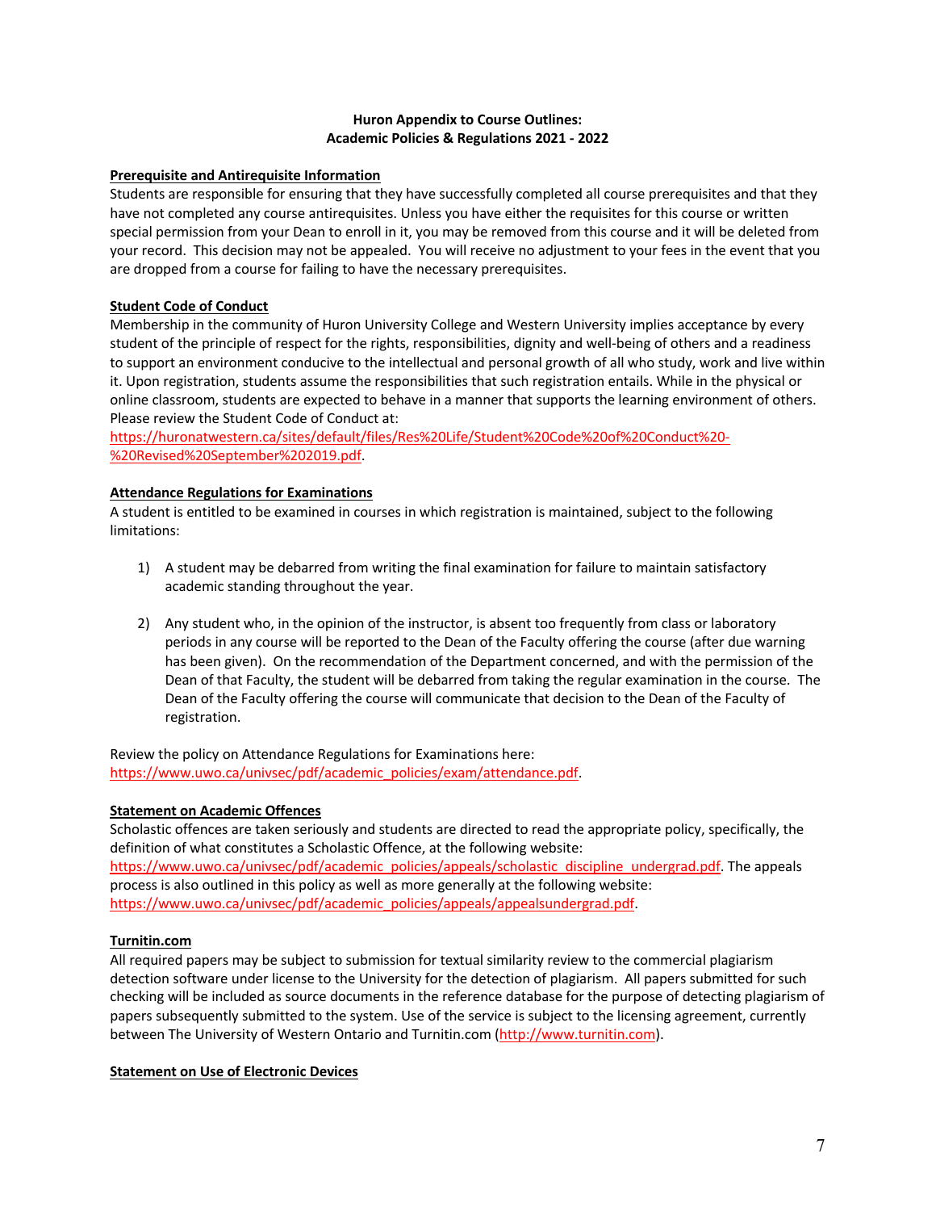**Huron Appendix to Course Outlines:**
**Academic Policies & Regulations 2021 - 2022**

**Prerequisite and Antirequisite Information**

Students are responsible for ensuring that they have successfully completed all course prerequisites and that they have not completed any course antirequisites. Unless you have either the requisites for this course or written special permission from your Dean to enroll in it, you may be removed from this course and it will be deleted from your record. This decision may not be appealed. You will receive no adjustment to your fees in the event that you are dropped from a course for failing to have the necessary prerequisites.

**Student Code of Conduct**

Membership in the community of Huron University College and Western University implies acceptance by every student of the principle of respect for the rights, responsibilities, dignity and well-being of others and a readiness to support an environment conducive to the intellectual and personal growth of all who study, work and live within it. Upon registration, students assume the responsibilities that such registration entails. While in the physical or online classroom, students are expected to behave in a manner that supports the learning environment of others. Please review the Student Code of Conduct at: https://huronatwestern.ca/sites/default/files/Res%20Life/Student%20Code%20of%20Conduct%20-%20Revised%20September%202019.pdf.

**Attendance Regulations for Examinations**

A student is entitled to be examined in courses in which registration is maintained, subject to the following limitations:

1) A student may be debarred from writing the final examination for failure to maintain satisfactory academic standing throughout the year.

2) Any student who, in the opinion of the instructor, is absent too frequently from class or laboratory periods in any course will be reported to the Dean of the Faculty offering the course (after due warning has been given). On the recommendation of the Department concerned, and with the permission of the Dean of that Faculty, the student will be debarred from taking the regular examination in the course. The Dean of the Faculty offering the course will communicate that decision to the Dean of the Faculty of registration.

Review the policy on Attendance Regulations for Examinations here: https://www.uwo.ca/univsec/pdf/academic_policies/exam/attendance.pdf.

**Statement on Academic Offences**

Scholastic offences are taken seriously and students are directed to read the appropriate policy, specifically, the definition of what constitutes a Scholastic Offence, at the following website: https://www.uwo.ca/univsec/pdf/academic_policies/appeals/scholastic_discipline_undergrad.pdf. The appeals process is also outlined in this policy as well as more generally at the following website: https://www.uwo.ca/univsec/pdf/academic_policies/appeals/appealsundergrad.pdf.

**Turnitin.com**

All required papers may be subject to submission for textual similarity review to the commercial plagiarism detection software under license to the University for the detection of plagiarism. All papers submitted for such checking will be included as source documents in the reference database for the purpose of detecting plagiarism of papers subsequently submitted to the system. Use of the service is subject to the licensing agreement, currently between The University of Western Ontario and Turnitin.com (http://www.turnitin.com).

**Statement on Use of Electronic Devices**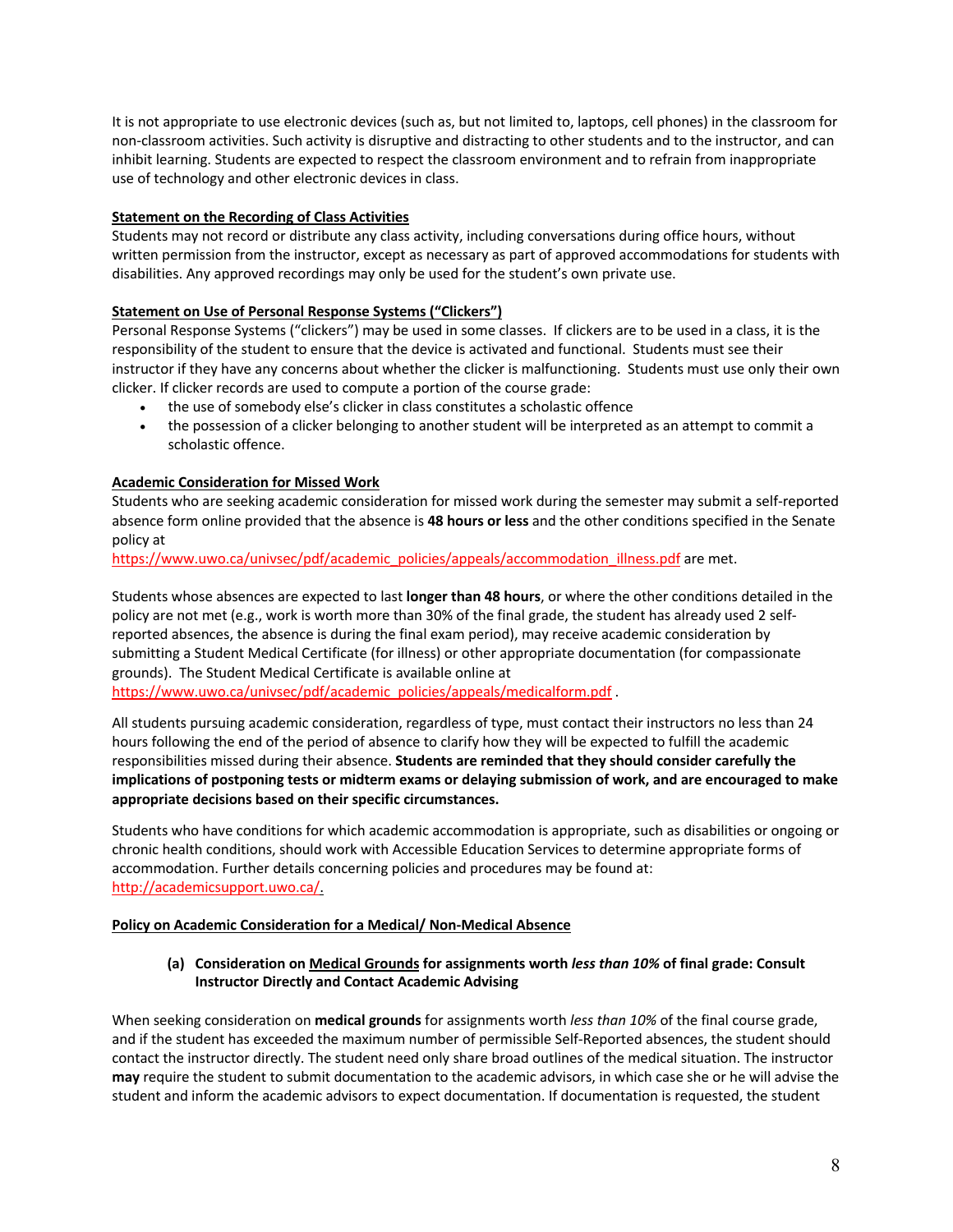It is not appropriate to use electronic devices (such as, but not limited to, laptops, cell phones) in the classroom for non-classroom activities. Such activity is disruptive and distracting to other students and to the instructor, and can inhibit learning. Students are expected to respect the classroom environment and to refrain from inappropriate use of technology and other electronic devices in class.

**Statement on the Recording of Class Activities**

Students may not record or distribute any class activity, including conversations during office hours, without written permission from the instructor, except as necessary as part of approved accommodations for students with disabilities. Any approved recordings may only be used for the student's own private use.

**Statement on Use of Personal Response Systems ("Clickers")**

Personal Response Systems ("clickers") may be used in some classes. If clickers are to be used in a class, it is the responsibility of the student to ensure that the device is activated and functional. Students must see their instructor if they have any concerns about whether the clicker is malfunctioning. Students must use only their own clicker. If clicker records are used to compute a portion of the course grade:

- the use of somebody else's clicker in class constitutes a scholastic offence
- the possession of a clicker belonging to another student will be interpreted as an attempt to commit a scholastic offence.

**Academic Consideration for Missed Work**

Students who are seeking academic consideration for missed work during the semester may submit a self-reported absence form online provided that the absence is **48 hours or less** and the other conditions specified in the Senate policy at https://www.uwo.ca/univsec/pdf/academic_policies/appeals/accommodation_illness.pdf are met.

Students whose absences are expected to last **longer than 48 hours**, or where the other conditions detailed in the policy are not met (e.g., work is worth more than 30% of the final grade, the student has already used 2 self-reported absences, the absence is during the final exam period), may receive academic consideration by submitting a Student Medical Certificate (for illness) or other appropriate documentation (for compassionate grounds). The Student Medical Certificate is available online at https://www.uwo.ca/univsec/pdf/academic_policies/appeals/medicalform.pdf .

All students pursuing academic consideration, regardless of type, must contact their instructors no less than 24 hours following the end of the period of absence to clarify how they will be expected to fulfill the academic responsibilities missed during their absence. **Students are reminded that they should consider carefully the implications of postponing tests or midterm exams or delaying submission of work, and are encouraged to make appropriate decisions based on their specific circumstances.**

Students who have conditions for which academic accommodation is appropriate, such as disabilities or ongoing or chronic health conditions, should work with Accessible Education Services to determine appropriate forms of accommodation. Further details concerning policies and procedures may be found at: http://academicsupport.uwo.ca/.

**Policy on Academic Consideration for a Medical/ Non-Medical Absence**

**(a) Consideration on Medical Grounds for assignments worth *less than 10%* of final grade: Consult Instructor Directly and Contact Academic Advising**

When seeking consideration on **medical grounds** for assignments worth *less than 10%* of the final course grade, and if the student has exceeded the maximum number of permissible Self-Reported absences, the student should contact the instructor directly. The student need only share broad outlines of the medical situation. The instructor **may** require the student to submit documentation to the academic advisors, in which case she or he will advise the student and inform the academic advisors to expect documentation. If documentation is requested, the student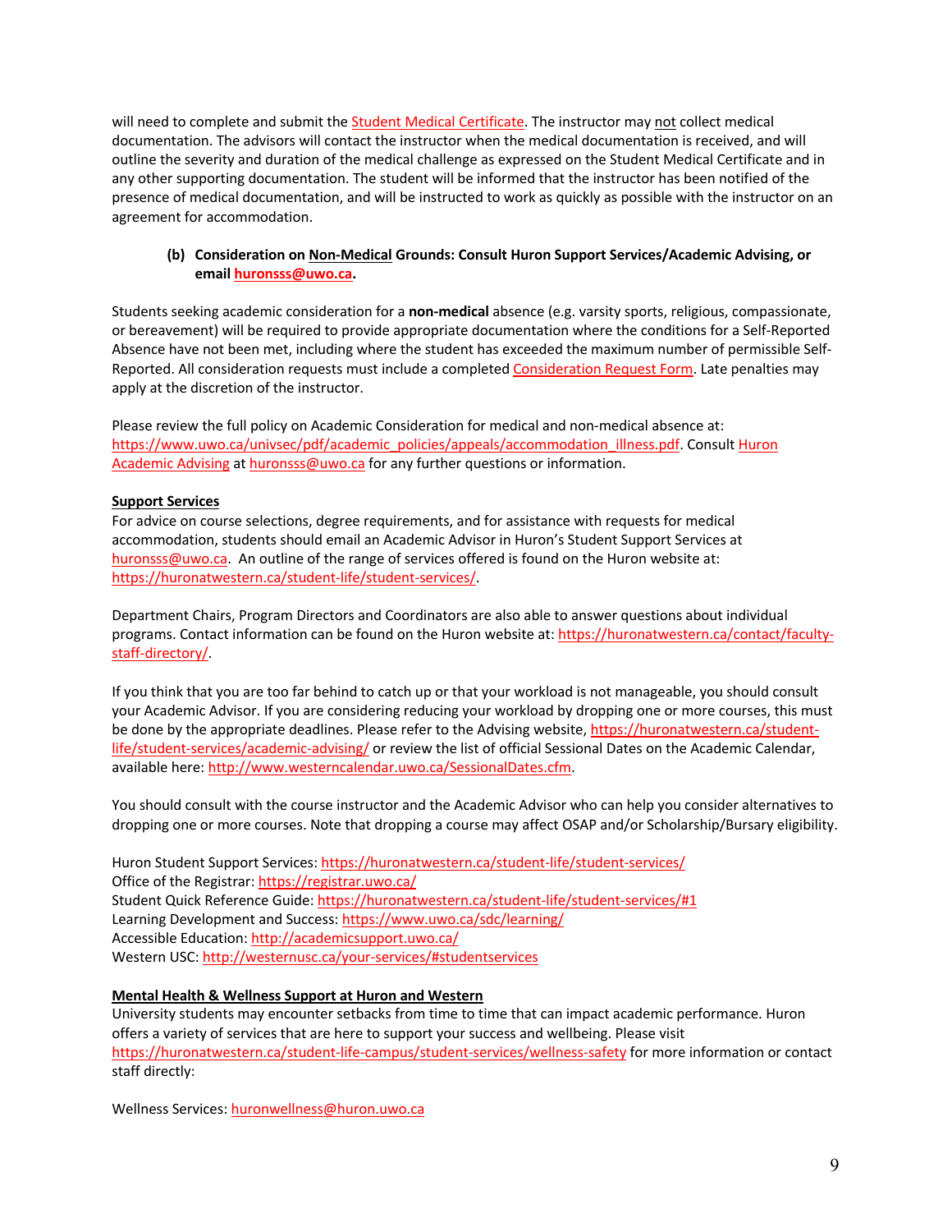will need to complete and submit the Student Medical Certificate. The instructor may not collect medical documentation. The advisors will contact the instructor when the medical documentation is received, and will outline the severity and duration of the medical challenge as expressed on the Student Medical Certificate and in any other supporting documentation. The student will be informed that the instructor has been notified of the presence of medical documentation, and will be instructed to work as quickly as possible with the instructor on an agreement for accommodation.

**(b) Consideration on Non-Medical Grounds: Consult Huron Support Services/Academic Advising, or email huronsss@uwo.ca.**

Students seeking academic consideration for a **non-medical** absence (e.g. varsity sports, religious, compassionate, or bereavement) will be required to provide appropriate documentation where the conditions for a Self-Reported Absence have not been met, including where the student has exceeded the maximum number of permissible Self-Reported. All consideration requests must include a completed Consideration Request Form. Late penalties may apply at the discretion of the instructor.

Please review the full policy on Academic Consideration for medical and non-medical absence at: https://www.uwo.ca/univsec/pdf/academic_policies/appeals/accommodation_illness.pdf. Consult Huron Academic Advising at huronsss@uwo.ca for any further questions or information.

**Support Services**

For advice on course selections, degree requirements, and for assistance with requests for medical accommodation, students should email an Academic Advisor in Huron's Student Support Services at huronsss@uwo.ca. An outline of the range of services offered is found on the Huron website at: https://huronatwestern.ca/student-life/student-services/.

Department Chairs, Program Directors and Coordinators are also able to answer questions about individual programs. Contact information can be found on the Huron website at: https://huronatwestern.ca/contact/faculty-staff-directory/.

If you think that you are too far behind to catch up or that your workload is not manageable, you should consult your Academic Advisor. If you are considering reducing your workload by dropping one or more courses, this must be done by the appropriate deadlines. Please refer to the Advising website, https://huronatwestern.ca/student-life/student-services/academic-advising/ or review the list of official Sessional Dates on the Academic Calendar, available here: http://www.westerncalendar.uwo.ca/SessionalDates.cfm.

You should consult with the course instructor and the Academic Advisor who can help you consider alternatives to dropping one or more courses. Note that dropping a course may affect OSAP and/or Scholarship/Bursary eligibility.

Huron Student Support Services: https://huronatwestern.ca/student-life/student-services/
Office of the Registrar: https://registrar.uwo.ca/
Student Quick Reference Guide: https://huronatwestern.ca/student-life/student-services/#1
Learning Development and Success: https://www.uwo.ca/sdc/learning/
Accessible Education: http://academicsupport.uwo.ca/
Western USC: http://westernusc.ca/your-services/#studentservices

**Mental Health & Wellness Support at Huron and Western**

University students may encounter setbacks from time to time that can impact academic performance. Huron offers a variety of services that are here to support your success and wellbeing. Please visit https://huronatwestern.ca/student-life-campus/student-services/wellness-safety for more information or contact staff directly:

Wellness Services: huronwellness@huron.uwo.ca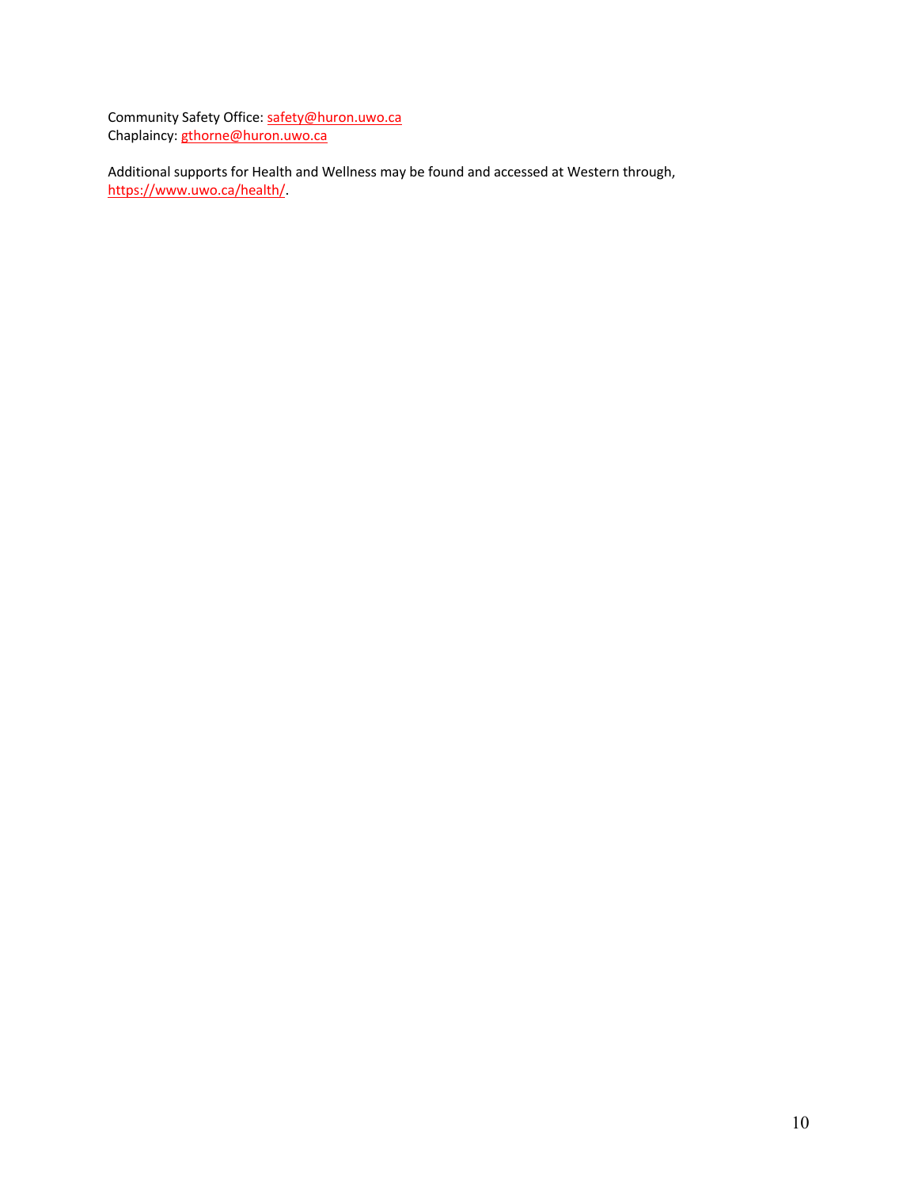Community Safety Office: safety@huron.uwo.ca
Chaplaincy: gthorne@huron.uwo.ca

Additional supports for Health and Wellness may be found and accessed at Western through, https://www.uwo.ca/health/.